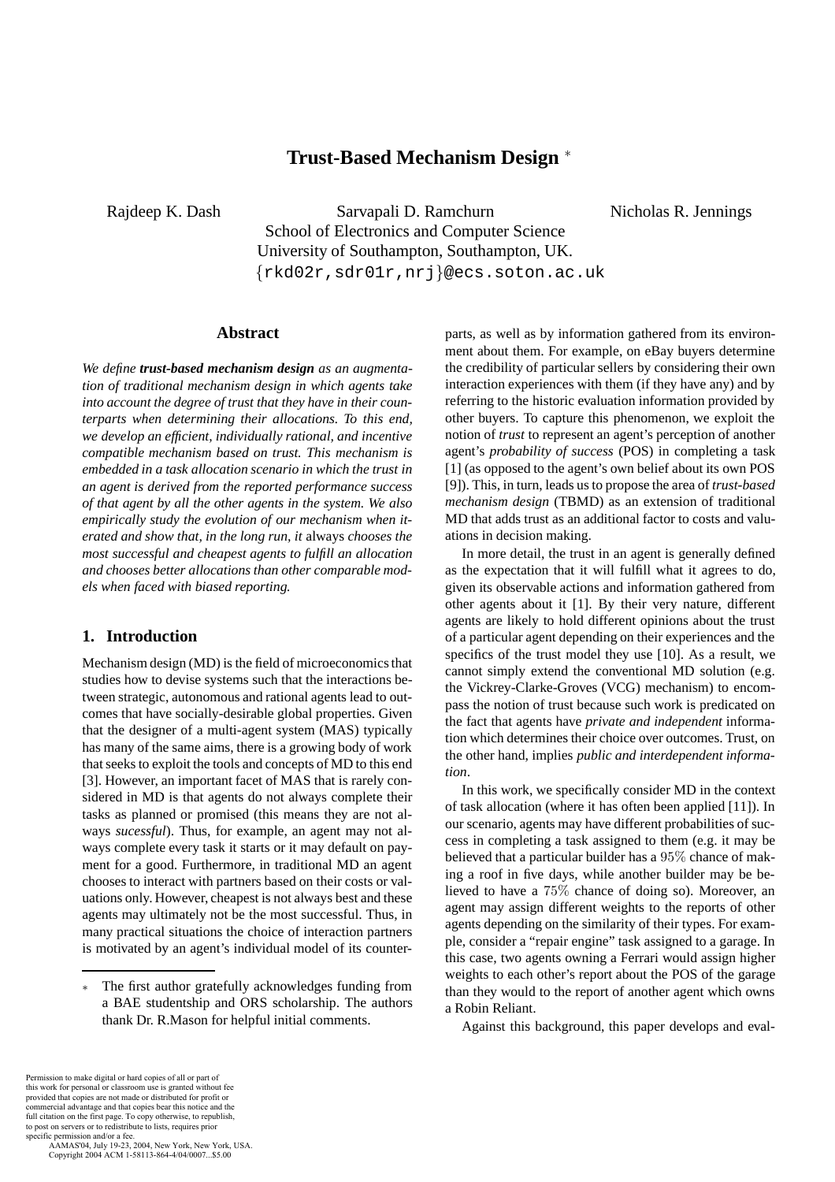# Trust-Based Mechanism Design *

Rajdeep K. Dash Sarvapali D. Ramchurn Nicholas R. Jennings
School of Electronics and Computer Science
University of Southampton, Southampton, UK.
{rkd02r,sdr01r,nrj}@ecs.soton.ac.uk

## Abstract

*We define **trust-based mechanism design** as an augmentation of traditional mechanism design in which agents take into account the degree of trust that they have in their counterparts when determining their allocations. To this end, we develop an efficient, individually rational, and incentive compatible mechanism based on trust. This mechanism is embedded in a task allocation scenario in which the trust in an agent is derived from the reported performance success of that agent by all the other agents in the system. We also empirically study the evolution of our mechanism when iterated and show that, in the long run, it* always *chooses the most successful and cheapest agents to fulfill an allocation and chooses better allocations than other comparable models when faced with biased reporting.*

## 1. Introduction

Mechanism design (MD) is the field of microeconomics that studies how to devise systems such that the interactions between strategic, autonomous and rational agents lead to outcomes that have socially-desirable global properties. Given that the designer of a multi-agent system (MAS) typically has many of the same aims, there is a growing body of work that seeks to exploit the tools and concepts of MD to this end [3]. However, an important facet of MAS that is rarely considered in MD is that agents do not always complete their tasks as planned or promised (this means they are not always *sucessful*). Thus, for example, an agent may not always complete every task it starts or it may default on payment for a good. Furthermore, in traditional MD an agent chooses to interact with partners based on their costs or valuations only. However, cheapest is not always best and these agents may ultimately not be the most successful. Thus, in many practical situations the choice of interaction partners is motivated by an agent's individual model of its counterparts, as well as by information gathered from its environment about them. For example, on eBay buyers determine the credibility of particular sellers by considering their own interaction experiences with them (if they have any) and by referring to the historic evaluation information provided by other buyers. To capture this phenomenon, we exploit the notion of *trust* to represent an agent's perception of another agent's *probability of success* (POS) in completing a task [1] (as opposed to the agent's own belief about its own POS [9]). This, in turn, leads us to propose the area of *trust-based mechanism design* (TBMD) as an extension of traditional MD that adds trust as an additional factor to costs and valuations in decision making.

In more detail, the trust in an agent is generally defined as the expectation that it will fulfill what it agrees to do, given its observable actions and information gathered from other agents about it [1]. By their very nature, different agents are likely to hold different opinions about the trust of a particular agent depending on their experiences and the specifics of the trust model they use [10]. As a result, we cannot simply extend the conventional MD solution (e.g. the Vickrey-Clarke-Groves (VCG) mechanism) to encompass the notion of trust because such work is predicated on the fact that agents have *private and independent* information which determines their choice over outcomes. Trust, on the other hand, implies *public and interdependent information*.

In this work, we specifically consider MD in the context of task allocation (where it has often been applied [11]). In our scenario, agents may have different probabilities of success in completing a task assigned to them (e.g. it may be believed that a particular builder has a $95\%$ chance of making a roof in five days, while another builder may be believed to have a $75\%$ chance of doing so). Moreover, an agent may assign different weights to the reports of other agents depending on the similarity of their types. For example, consider a "repair engine" task assigned to a garage. In this case, two agents owning a Ferrari would assign higher weights to each other's report about the POS of the garage than they would to the report of another agent which owns a Robin Reliant.

Against this background, this paper develops and eval-

* The first author gratefully acknowledges funding from a BAE studentship and ORS scholarship. The authors thank Dr. R.Mason for helpful initial comments.

Permission to make digital or hard copies of all or part of this work for personal or classroom use is granted without fee provided that copies are not made or distributed for profit or commercial advantage and that copies bear this notice and the full citation on the first page. To copy otherwise, to republish, to post on servers or to redistribute to lists, requires prior specific permission and/or a fee.
AAMAS'04, July 19-23, 2004, New York, New York, USA.
Copyright 2004 ACM 1-58113-864-4/04/0007...$5.00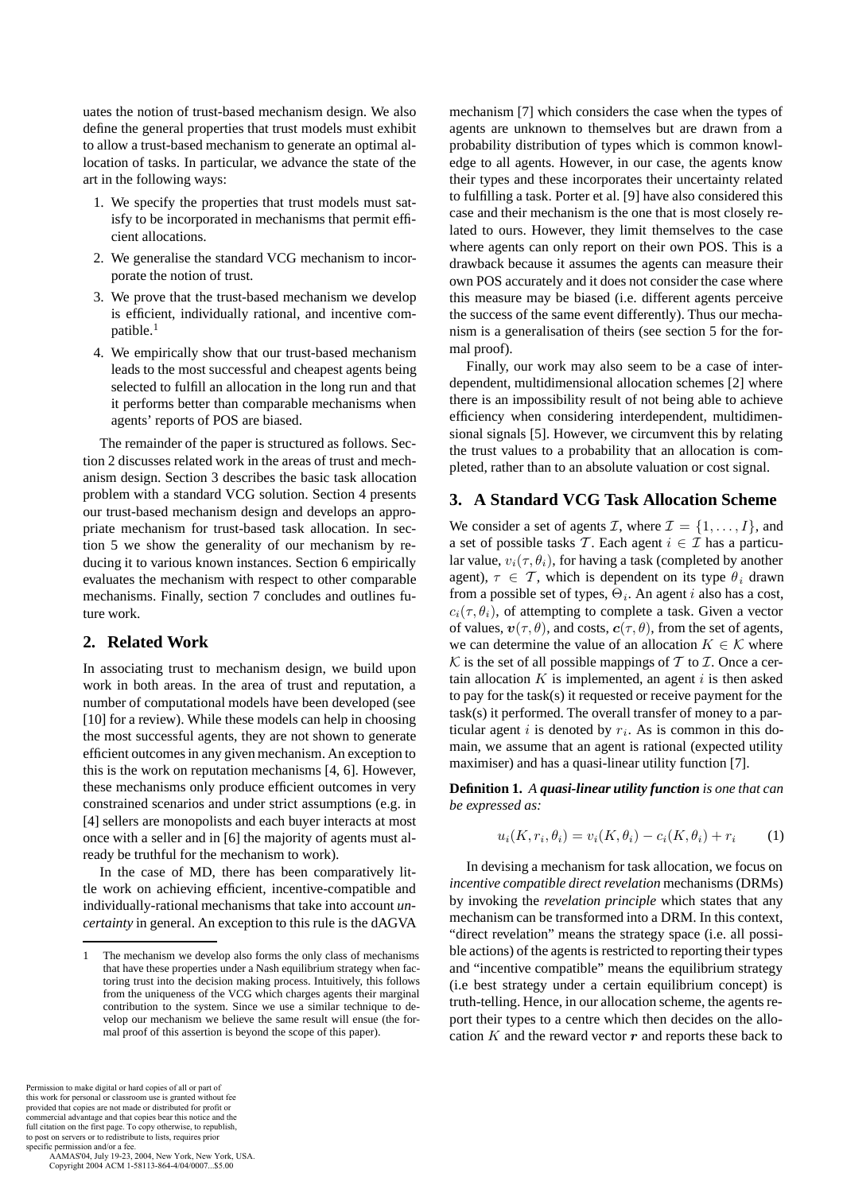uates the notion of trust-based mechanism design. We also define the general properties that trust models must exhibit to allow a trust-based mechanism to generate an optimal allocation of tasks. In particular, we advance the state of the art in the following ways:

1. We specify the properties that trust models must satisfy to be incorporated in mechanisms that permit efficient allocations.
2. We generalise the standard VCG mechanism to incorporate the notion of trust.
3. We prove that the trust-based mechanism we develop is efficient, individually rational, and incentive compatible.[1]
4. We empirically show that our trust-based mechanism leads to the most successful and cheapest agents being selected to fulfill an allocation in the long run and that it performs better than comparable mechanisms when agents' reports of POS are biased.

The remainder of the paper is structured as follows. Section 2 discusses related work in the areas of trust and mechanism design. Section 3 describes the basic task allocation problem with a standard VCG solution. Section 4 presents our trust-based mechanism design and develops an appropriate mechanism for trust-based task allocation. In section 5 we show the generality of our mechanism by reducing it to various known instances. Section 6 empirically evaluates the mechanism with respect to other comparable mechanisms. Finally, section 7 concludes and outlines future work.

## 2. Related Work

In associating trust to mechanism design, we build upon work in both areas. In the area of trust and reputation, a number of computational models have been developed (see [10] for a review). While these models can help in choosing the most successful agents, they are not shown to generate efficient outcomes in any given mechanism. An exception to this is the work on reputation mechanisms [4, 6]. However, these mechanisms only produce efficient outcomes in very constrained scenarios and under strict assumptions (e.g. in [4] sellers are monopolists and each buyer interacts at most once with a seller and in [6] the majority of agents must already be truthful for the mechanism to work).

In the case of MD, there has been comparatively little work on achieving efficient, incentive-compatible and individually-rational mechanisms that take into account *uncertainty* in general. An exception to this rule is the dAGVA mechanism [7] which considers the case when the types of agents are unknown to themselves but are drawn from a probability distribution of types which is common knowledge to all agents. However, in our case, the agents know their types and these incorporates their uncertainty related to fulfilling a task. Porter et al. [9] have also considered this case and their mechanism is the one that is most closely related to ours. However, they limit themselves to the case where agents can only report on their own POS. This is a drawback because it assumes the agents can measure their own POS accurately and it does not consider the case where this measure may be biased (i.e. different agents perceive the success of the same event differently). Thus our mechanism is a generalisation of theirs (see section 5 for the formal proof).

Finally, our work may also seem to be a case of interdependent, multidimensional allocation schemes [2] where there is an impossibility result of not being able to achieve efficiency when considering interdependent, multidimensional signals [5]. However, we circumvent this by relating the trust values to a probability that an allocation is completed, rather than to an absolute valuation or cost signal.

## 3. A Standard VCG Task Allocation Scheme

We consider a set of agents $\mathcal{I}$, where $\mathcal{I} = \{1, \ldots, I\}$, and a set of possible tasks $\mathcal{T}$. Each agent $i \in \mathcal{I}$ has a particular value, $v_i(\tau, \theta_i)$, for having a task (completed by another agent), $\tau \in \mathcal{T}$, which is dependent on its type $\theta_i$ drawn from a possible set of types, $\Theta_i$. An agent $i$ also has a cost, $c_i(\tau, \theta_i)$, of attempting to complete a task. Given a vector of values, $\boldsymbol{v}(\tau, \theta)$, and costs, $\boldsymbol{c}(\tau, \theta)$, from the set of agents, we can determine the value of an allocation $K \in \mathcal{K}$ where $\mathcal{K}$ is the set of all possible mappings of $\mathcal{T}$ to $\mathcal{I}$. Once a certain allocation $K$ is implemented, an agent $i$ is then asked to pay for the task(s) it requested or receive payment for the task(s) it performed. The overall transfer of money to a particular agent $i$ is denoted by $r_i$. As is common in this domain, we assume that an agent is rational (expected utility maximiser) and has a quasi-linear utility function [7].

**Definition 1.** *A* ***quasi-linear utility function*** *is one that can be expressed as:*

$$u_i(K, r_i, \theta_i) = v_i(K, \theta_i) - c_i(K, \theta_i) + r_i \qquad (1)$$

In devising a mechanism for task allocation, we focus on *incentive compatible direct revelation* mechanisms (DRMs) by invoking the *revelation principle* which states that any mechanism can be transformed into a DRM. In this context, "direct revelation" means the strategy space (i.e. all possible actions) of the agents is restricted to reporting their types and "incentive compatible" means the equilibrium strategy (i.e best strategy under a certain equilibrium concept) is truth-telling. Hence, in our allocation scheme, the agents report their types to a centre which then decides on the allocation $K$ and the reward vector $\boldsymbol{r}$ and reports these back to

[1] The mechanism we develop also forms the only class of mechanisms that have these properties under a Nash equilibrium strategy when factoring trust into the decision making process. Intuitively, this follows from the uniqueness of the VCG which charges agents their marginal contribution to the system. Since we use a similar technique to develop our mechanism we believe the same result will ensue (the formal proof of this assertion is beyond the scope of this paper).

Permission to make digital or hard copies of all or part of this work for personal or classroom use is granted without fee provided that copies are not made or distributed for profit or commercial advantage and that copies bear this notice and the full citation on the first page. To copy otherwise, to republish, to post on servers or to redistribute to lists, requires prior specific permission and/or a fee.
AAMAS'04, July 19-23, 2004, New York, New York, USA.
Copyright 2004 ACM 1-58113-864-4/04/0007...$5.00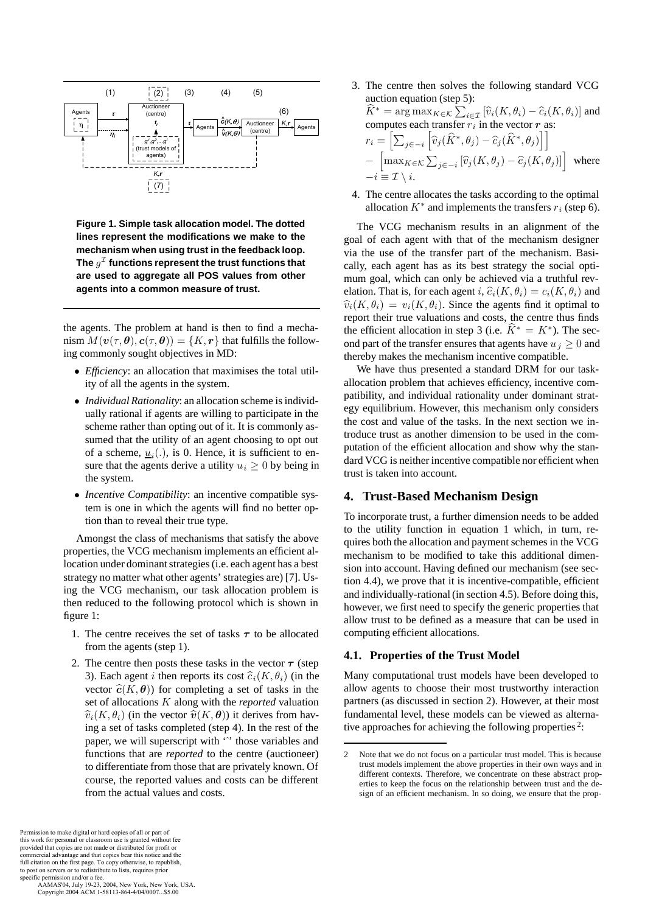**Figure 1. Simple task allocation model. The dotted lines represent the modifications we make to the mechanism when using trust in the feedback loop. The $g^{\mathcal{I}}$ functions represent the trust functions that are used to aggregate all POS values from other agents into a common measure of trust.**

the agents. The problem at hand is then to find a mechanism $M(\boldsymbol{v}(\tau, \boldsymbol{\theta}), \boldsymbol{c}(\tau, \boldsymbol{\theta})) = \{K, \boldsymbol{r}\}$ that fulfills the following commonly sought objectives in MD:

- *Efficiency*: an allocation that maximises the total utility of all the agents in the system.
- *Individual Rationality*: an allocation scheme is individually rational if agents are willing to participate in the scheme rather than opting out of it. It is commonly assumed that the utility of an agent choosing to opt out of a scheme, $\underline{u}_i(.)$, is 0. Hence, it is sufficient to ensure that the agents derive a utility $u_i \geq 0$ by being in the system.
- *Incentive Compatibility*: an incentive compatible system is one in which the agents will find no better option than to reveal their true type.

Amongst the class of mechanisms that satisfy the above properties, the VCG mechanism implements an efficient allocation under dominant strategies (i.e. each agent has a best strategy no matter what other agents' strategies are) [7]. Using the VCG mechanism, our task allocation problem is then reduced to the following protocol which is shown in figure 1:

1. The centre receives the set of tasks $\boldsymbol{\tau}$ to be allocated from the agents (step 1).
2. The centre then posts these tasks in the vector $\boldsymbol{\tau}$ (step 3). Each agent $i$ then reports its cost $\widehat{c}_i(K, \theta_i)$ (in the vector $\widehat{\boldsymbol{c}}(K, \boldsymbol{\theta})$) for completing a set of tasks in the set of allocations $K$ along with the *reported* valuation $\widehat{v}_i(K, \theta_i)$ (in the vector $\widehat{\boldsymbol{v}}(K, \boldsymbol{\theta})$) it derives from having a set of tasks completed (step 4). In the rest of the paper, we will superscript with '$\widehat{\ }$' those variables and functions that are *reported* to the centre (auctioneer) to differentiate from those that are privately known. Of course, the reported values and costs can be different from the actual values and costs.
3. The centre then solves the following standard VCG auction equation (step 5):
$\widehat{K}^* = \arg\max_{K \in \mathcal{K}} \sum_{i \in \mathcal{I}} [\widehat{v}_i(K, \theta_i) - \widehat{c}_i(K, \theta_i)]$ and computes each transfer $r_i$ in the vector $\boldsymbol{r}$ as:
$r_i = \left[\sum_{j \in -i} \left[\widehat{v}_j(\widehat{K}^*, \theta_j) - \widehat{c}_j(\widehat{K}^*, \theta_j)\right]\right]$
$- \left[\max_{K \in \mathcal{K}} \sum_{j \in -i} [\widehat{v}_j(K, \theta_j) - \widehat{c}_j(K, \theta_j)]\right]$ where $-i \equiv \mathcal{I} \setminus i$.
4. The centre allocates the tasks according to the optimal allocation $K^*$ and implements the transfers $r_i$ (step 6).

The VCG mechanism results in an alignment of the goal of each agent with that of the mechanism designer via the use of the transfer part of the mechanism. Basically, each agent has as its best strategy the social optimum goal, which can only be achieved via a truthful revelation. That is, for each agent $i$, $\widehat{c}_i(K, \theta_i) = c_i(K, \theta_i)$ and $\widehat{v}_i(K, \theta_i) = v_i(K, \theta_i)$. Since the agents find it optimal to report their true valuations and costs, the centre thus finds the efficient allocation in step 3 (i.e. $\widehat{K}^* = K^*$). The second part of the transfer ensures that agents have $u_j \geq 0$ and thereby makes the mechanism incentive compatible.

We have thus presented a standard DRM for our task-allocation problem that achieves efficiency, incentive compatibility, and individual rationality under dominant strategy equilibrium. However, this mechanism only considers the cost and value of the tasks. In the next section we introduce trust as another dimension to be used in the computation of the efficient allocation and show why the standard VCG is neither incentive compatible nor efficient when trust is taken into account.

## 4. Trust-Based Mechanism Design

To incorporate trust, a further dimension needs to be added to the utility function in equation 1 which, in turn, requires both the allocation and payment schemes in the VCG mechanism to be modified to take this additional dimension into account. Having defined our mechanism (see section 4.4), we prove that it is incentive-compatible, efficient and individually-rational (in section 4.5). Before doing this, however, we first need to specify the generic properties that allow trust to be defined as a measure that can be used in computing efficient allocations.

### 4.1. Properties of the Trust Model

Many computational trust models have been developed to allow agents to choose their most trustworthy interaction partners (as discussed in section 2). However, at their most fundamental level, these models can be viewed as alternative approaches for achieving the following properties [2]:

[2] Note that we do not focus on a particular trust model. This is because trust models implement the above properties in their own ways and in different contexts. Therefore, we concentrate on these abstract properties to keep the focus on the relationship between trust and the design of an efficient mechanism. In so doing, we ensure that the prop-

Permission to make digital or hard copies of all or part of this work for personal or classroom use is granted without fee provided that copies are not made or distributed for profit or commercial advantage and that copies bear this notice and the full citation on the first page. To copy otherwise, to republish, to post on servers or to redistribute to lists, requires prior specific permission and/or a fee.
AAMAS'04, July 19-23, 2004, New York, New York, USA.
Copyright 2004 ACM 1-58113-864-4/04/0007...$5.00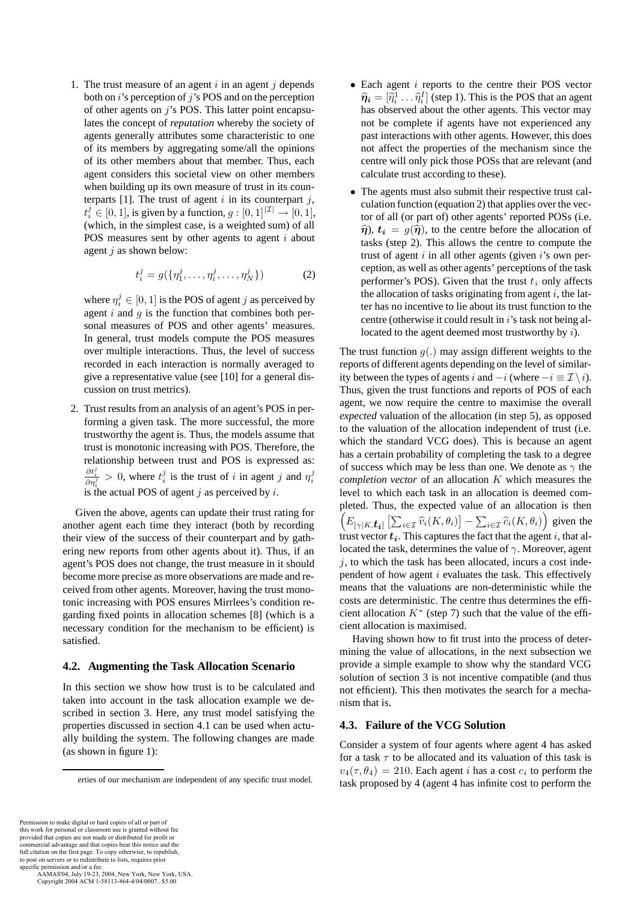1. The trust measure of an agent $i$ in an agent $j$ depends both on $i$'s perception of $j$'s POS and on the perception of other agents on $j$'s POS. This latter point encapsulates the concept of *reputation* whereby the society of agents generally attributes some characteristic to one of its members by aggregating some/all the opinions of its other members about that member. Thus, each agent considers this societal view on other members when building up its own measure of trust in its counterparts [1]. The trust of agent $i$ in its counterpart $j$, $t_i^j \in [0,1]$, is given by a function, $g : [0,1]^{|\mathcal{I}|} \rightarrow [0,1]$, (which, in the simplest case, is a weighted sum) of all POS measures sent by other agents to agent $i$ about agent $j$ as shown below:

$$t_i^j = g(\{\eta_1^j, \ldots, \eta_i^j, \ldots, \eta_N^j\}) \tag{2}$$

   where $\eta_i^j \in [0,1]$ is the POS of agent $j$ as perceived by agent $i$ and $g$ is the function that combines both personal measures of POS and other agents' measures. In general, trust models compute the POS measures over multiple interactions. Thus, the level of success recorded in each interaction is normally averaged to give a representative value (see [10] for a general discussion on trust metrics).

2. Trust results from an analysis of an agent's POS in performing a given task. The more successful, the more trustworthy the agent is. Thus, the models assume that trust is monotonic increasing with POS. Therefore, the relationship between trust and POS is expressed as: $\frac{\partial t_i^j}{\partial \eta_i^j} > 0$, where $t_i^j$ is the trust of $i$ in agent $j$ and $\eta_i^j$ is the actual POS of agent $j$ as perceived by $i$.

Given the above, agents can update their trust rating for another agent each time they interact (both by recording their view of the success of their counterpart and by gathering new reports from other agents about it). Thus, if an agent's POS does not change, the trust measure in it should become more precise as more observations are made and received from other agents. Moreover, having the trust monotonic increasing with POS ensures Mirrlees's condition regarding fixed points in allocation schemes [8] (which is a necessary condition for the mechanism to be efficient) is satisfied.

### 4.2. Augmenting the Task Allocation Scenario

In this section we show how trust is to be calculated and taken into account in the task allocation example we described in section 3. Here, any trust model satisfying the properties discussed in section 4.1 can be used when actually building the system. The following changes are made (as shown in figure 1):

erties of our mechanism are independent of any specific trust model.

- Each agent $i$ reports to the centre their POS vector $\widehat{\boldsymbol{\eta}}_{\boldsymbol{i}} = [\widehat{\eta}_i^1 \ldots \widehat{\eta}_i^I]$ (step 1). This is the POS that an agent has observed about the other agents. This vector may not be complete if agents have not experienced any past interactions with other agents. However, this does not affect the properties of the mechanism since the centre will only pick those POSs that are relevant (and calculate trust according to these).
- The agents must also submit their respective trust calculation function (equation 2) that applies over the vector of all (or part of) other agents' reported POSs (i.e. $\widehat{\boldsymbol{\eta}}$), $\boldsymbol{t_i} = g(\widehat{\boldsymbol{\eta}})$, to the centre before the allocation of tasks (step 2). This allows the centre to compute the trust of agent $i$ in all other agents (given $i$'s own perception, as well as other agents' perceptions of the task performer's POS). Given that the trust $t_i$ only affects the allocation of tasks originating from agent $i$, the latter has no incentive to lie about its trust function to the centre (otherwise it could result in $i$'s task not being allocated to the agent deemed most trustworthy by $i$).

The trust function $g(.)$ may assign different weights to the reports of different agents depending on the level of similarity between the types of agents $i$ and $-i$ (where $-i \equiv \mathcal{I} \setminus i$). Thus, given the trust functions and reports of POS of each agent, we now require the centre to maximise the overall *expected* valuation of the allocation (in step 5), as opposed to the valuation of the allocation independent of trust (i.e. which the standard VCG does). This is because an agent has a certain probability of completing the task to a degree of success which may be less than one. We denote as $\gamma$ the *completion vector* of an allocation $K$ which measures the level to which each task in an allocation is deemed completed. Thus, the expected value of an allocation is then $\left(E_{[\gamma|K,\boldsymbol{t_i}]}\left[\sum_{i\in\mathcal{I}} \widehat{v}_i(K,\theta_i)\right] - \sum_{i\in\mathcal{I}} \widehat{c}_i(K,\theta_i)\right)$ given the trust vector $\boldsymbol{t_i}$. This captures the fact that the agent $i$, that allocated the task, determines the value of $\gamma$. Moreover, agent $j$, to which the task has been allocated, incurs a cost independent of how agent $i$ evaluates the task. This effectively means that the valuations are non-deterministic while the costs are deterministic. The centre thus determines the efficient allocation $K^*$ (step 7) such that the value of the efficient allocation is maximised.

Having shown how to fit trust into the process of determining the value of allocations, in the next subsection we provide a simple example to show why the standard VCG solution of section 3 is not incentive compatible (and thus not efficient). This then motivates the search for a mechanism that is.

### 4.3. Failure of the VCG Solution

Consider a system of four agents where agent 4 has asked for a task $\tau$ to be allocated and its valuation of this task is $v_4(\tau, \theta_4) = 210$. Each agent $i$ has a cost $c_i$ to perform the task proposed by 4 (agent 4 has infinite cost to perform the

Permission to make digital or hard copies of all or part of this work for personal or classroom use is granted without fee provided that copies are not made or distributed for profit or commercial advantage and that copies bear this notice and the full citation on the first page. To copy otherwise, to republish, to post on servers or to redistribute to lists, requires prior specific permission and/or a fee.
AAMAS'04, July 19-23, 2004, New York, New York, USA.
Copyright 2004 ACM 1-58113-864-4/04/0007...$5.00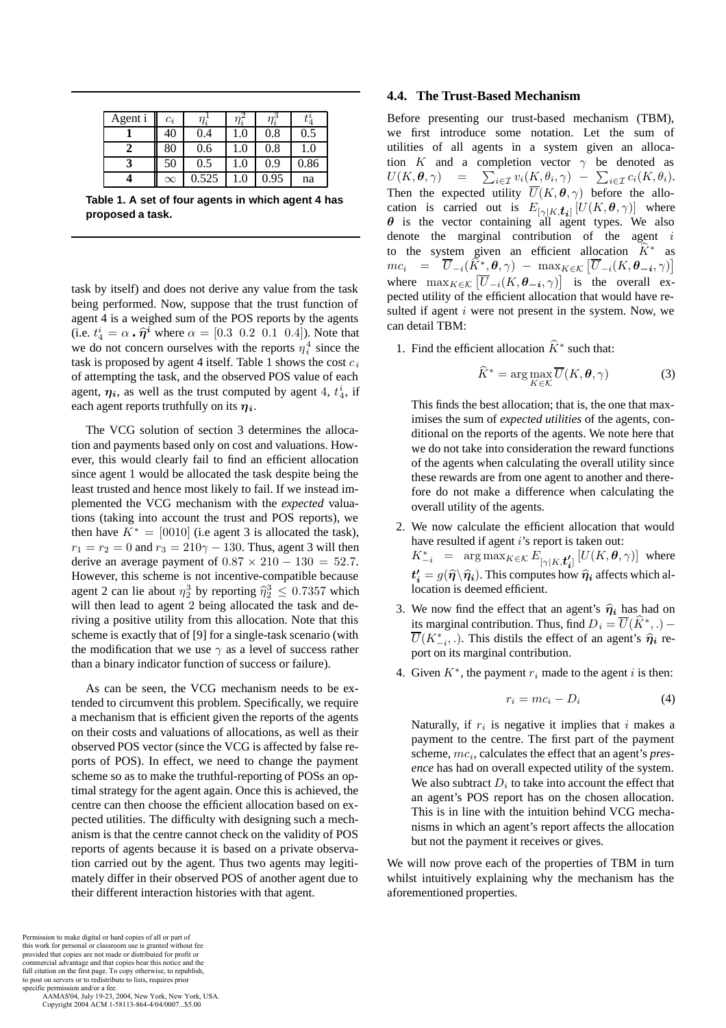| Agent i | $c_i$ | $\eta_i^1$ | $\eta_i^2$ | $\eta_i^3$ | $t_4^i$ |
|---|---|---|---|---|---|
| **1** | 40 | 0.4 | 1.0 | 0.8 | 0.5 |
| **2** | 80 | 0.6 | 1.0 | 0.8 | 1.0 |
| **3** | 50 | 0.5 | 1.0 | 0.9 | 0.86 |
| **4** | $\infty$ | 0.525 | 1.0 | 0.95 | na |

**Table 1. A set of four agents in which agent 4 has proposed a task.**

task by itself) and does not derive any value from the task being performed. Now, suppose that the trust function of agent 4 is a weighed sum of the POS reports by the agents (i.e. $t_4^i = \alpha \cdot \widehat{\boldsymbol{\eta}}^i$ where $\alpha = [0.3 \;\; 0.2 \;\; 0.1 \;\; 0.4]$). Note that we do not concern ourselves with the reports $\eta_i^4$ since the task is proposed by agent 4 itself. Table 1 shows the cost $c_i$ of attempting the task, and the observed POS value of each agent, $\boldsymbol{\eta_i}$, as well as the trust computed by agent 4, $t_4^i$, if each agent reports truthfully on its $\boldsymbol{\eta_i}$.

The VCG solution of section 3 determines the allocation and payments based only on cost and valuations. However, this would clearly fail to find an efficient allocation since agent 1 would be allocated the task despite being the least trusted and hence most likely to fail. If we instead implemented the VCG mechanism with the *expected* valuations (taking into account the trust and POS reports), we then have $K^* = [0010]$ (i.e agent 3 is allocated the task), $r_1 = r_2 = 0$ and $r_3 = 210\gamma - 130$. Thus, agent 3 will then derive an average payment of $0.87 \times 210 - 130 = 52.7$. However, this scheme is not incentive-compatible because agent 2 can lie about $\eta_2^3$ by reporting $\widehat{\eta}_2^3 \leq 0.7357$ which will then lead to agent 2 being allocated the task and deriving a positive utility from this allocation. Note that this scheme is exactly that of [9] for a single-task scenario (with the modification that we use $\gamma$ as a level of success rather than a binary indicator function of success or failure).

As can be seen, the VCG mechanism needs to be extended to circumvent this problem. Specifically, we require a mechanism that is efficient given the reports of the agents on their costs and valuations of allocations, as well as their observed POS vector (since the VCG is affected by false reports of POS). In effect, we need to change the payment scheme so as to make the truthful-reporting of POSs an optimal strategy for the agent again. Once this is achieved, the centre can then choose the efficient allocation based on expected utilities. The difficulty with designing such a mechanism is that the centre cannot check on the validity of POS reports of agents because it is based on a private observation carried out by the agent. Thus two agents may legitimately differ in their observed POS of another agent due to their different interaction histories with that agent.

### 4.4. The Trust-Based Mechanism

Before presenting our trust-based mechanism (TBM), we first introduce some notation. Let the sum of utilities of all agents in a system given an allocation $K$ and a completion vector $\gamma$ be denoted as $U(K, \boldsymbol{\theta}, \gamma) = \sum_{i \in \mathcal{I}} v_i(K, \theta_i, \gamma) - \sum_{i \in \mathcal{I}} c_i(K, \theta_i)$. Then the expected utility $\overline{U}(K, \boldsymbol{\theta}, \gamma)$ before the allocation is carried out is $E_{[\gamma|K, \boldsymbol{t_i}]}[U(K, \boldsymbol{\theta}, \gamma)]$ where $\boldsymbol{\theta}$ is the vector containing all agent types. We also denote the marginal contribution of the agent $i$ to the system given an efficient allocation $\widehat{K}^*$ as $mc_i = \overline{U}_{-i}(\widehat{K}^*, \boldsymbol{\theta}, \gamma) - \max_{K \in \mathcal{K}} [\overline{U}_{-i}(K, \boldsymbol{\theta_{-i}}, \gamma)]$ where $\max_{K \in \mathcal{K}} [\overline{U}_{-i}(K, \boldsymbol{\theta_{-i}}, \gamma)]$ is the overall expected utility of the efficient allocation that would have resulted if agent $i$ were not present in the system. Now, we can detail TBM:

1. Find the efficient allocation $\widehat{K}^*$ such that:

$$\widehat{K}^* = \arg\max_{K \in \mathcal{K}} \overline{U}(K, \boldsymbol{\theta}, \gamma) \tag{3}$$

   This finds the best allocation; that is, the one that maximises the sum of *expected utilities* of the agents, conditional on the reports of the agents. We note here that we do not take into consideration the reward functions of the agents when calculating the overall utility since these rewards are from one agent to another and therefore do not make a difference when calculating the overall utility of the agents.

2. We now calculate the efficient allocation that would have resulted if agent $i$'s report is taken out: $K_{-i}^* = \arg\max_{K \in \mathcal{K}} E_{[\gamma|K, \boldsymbol{t'_i}]}[U(K, \boldsymbol{\theta}, \gamma)]$ where $\boldsymbol{t'_i} = g(\widehat{\boldsymbol{\eta}} \backslash \widehat{\boldsymbol{\eta}}_i)$. This computes how $\widehat{\boldsymbol{\eta}}_i$ affects which allocation is deemed efficient.

3. We now find the effect that an agent's $\widehat{\boldsymbol{\eta}}_i$ has had on its marginal contribution. Thus, find $D_i = \overline{U}(\widehat{K}^*, .) - \overline{U}(K_{-i}^*, .)$. This distils the effect of an agent's $\widehat{\boldsymbol{\eta}}_i$ report on its marginal contribution.

4. Given $K^*$, the payment $r_i$ made to the agent $i$ is then:

$$r_i = mc_i - D_i \tag{4}$$

   Naturally, if $r_i$ is negative it implies that $i$ makes a payment to the centre. The first part of the payment scheme, $mc_i$, calculates the effect that an agent's *presence* has had on overall expected utility of the system. We also subtract $D_i$ to take into account the effect that an agent's POS report has on the chosen allocation. This is in line with the intuition behind VCG mechanisms in which an agent's report affects the allocation but not the payment it receives or gives.

We will now prove each of the properties of TBM in turn whilst intuitively explaining why the mechanism has the aforementioned properties.

Permission to make digital or hard copies of all or part of this work for personal or classroom use is granted without fee provided that copies are not made or distributed for profit or commercial advantage and that copies bear this notice and the full citation on the first page. To copy otherwise, to republish, to post on servers or to redistribute to lists, requires prior specific permission and/or a fee.
AAMAS'04, July 19-23, 2004, New York, New York, USA.
Copyright 2004 ACM 1-58113-864-4/04/0007...$5.00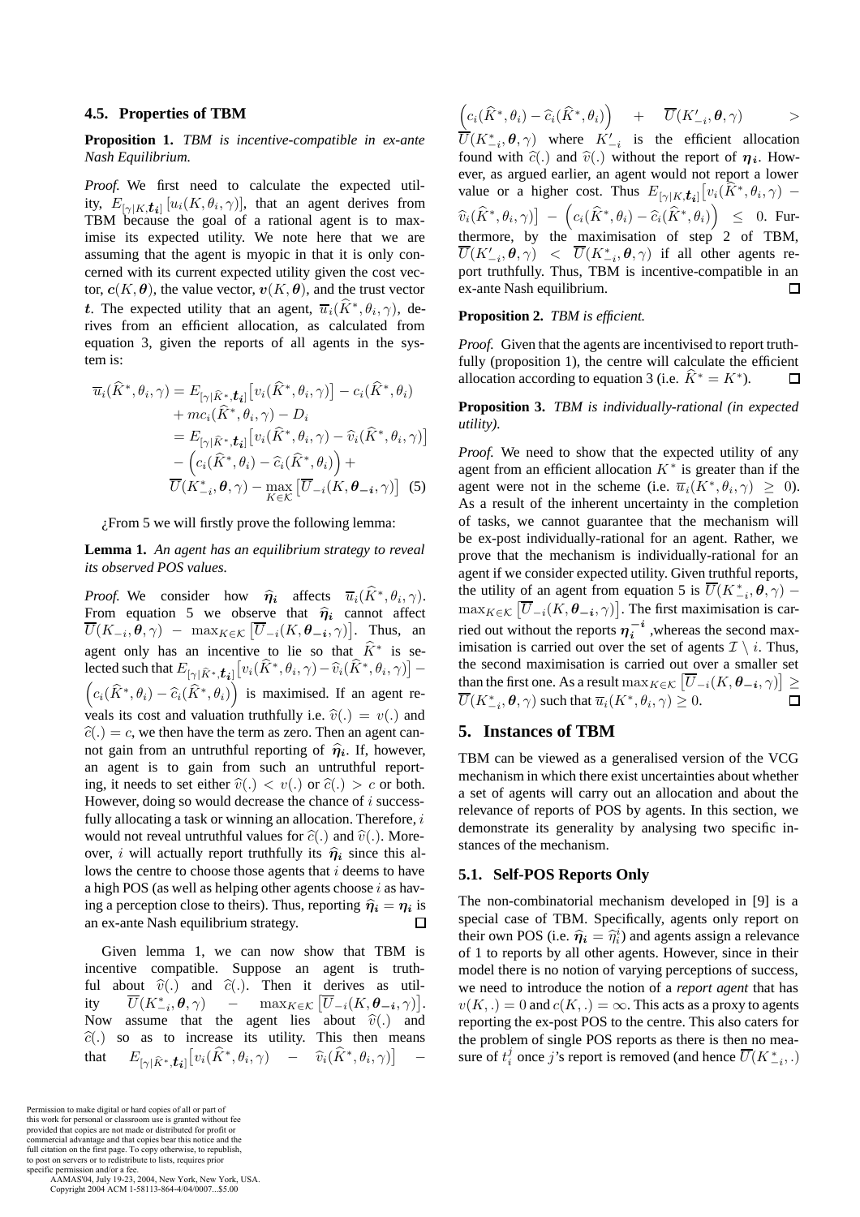## 4.5. Properties of TBM

**Proposition 1.** *TBM is incentive-compatible in ex-ante Nash Equilibrium.*

*Proof.* We first need to calculate the expected utility, $E_{[\gamma|K,\boldsymbol{t_i}]}[u_i(K,\theta_i,\gamma)]$, that an agent derives from TBM because the goal of a rational agent is to maximise its expected utility. We note here that we are assuming that the agent is myopic in that it is only concerned with its current expected utility given the cost vector, $\boldsymbol{c}(K,\boldsymbol{\theta})$, the value vector, $\boldsymbol{v}(K,\boldsymbol{\theta})$, and the trust vector $\boldsymbol{t}$. The expected utility that an agent, $\overline{u}_i(\widehat{K}^*,\theta_i,\gamma)$, derives from an efficient allocation, as calculated from equation 3, given the reports of all agents in the system is:

$$
\begin{aligned}
\overline{u}_i(\widehat{K}^*,\theta_i,\gamma) &= E_{[\gamma|\widehat{K}^*,\boldsymbol{t_i}]}\big[v_i(\widehat{K}^*,\theta_i,\gamma)\big] - c_i(\widehat{K}^*,\theta_i) \\
&\quad + mc_i(\widehat{K}^*,\theta_i,\gamma) - D_i \\
&= E_{[\gamma|\widehat{K}^*,\boldsymbol{t_i}]}\big[v_i(\widehat{K}^*,\theta_i,\gamma) - \widehat{v}_i(\widehat{K}^*,\theta_i,\gamma)\big] \\
&\quad - \Big(c_i(\widehat{K}^*,\theta_i) - \widehat{c}_i(\widehat{K}^*,\theta_i)\Big) + \\
&\quad \overline{U}(K^*_{-i},\boldsymbol{\theta},\gamma) - \max_{K\in\mathcal{K}}\big[\overline{U}_{-i}(K,\boldsymbol{\theta_{-i}},\gamma)\big] \quad (5)
\end{aligned}
$$

¿From 5 we will firstly prove the following lemma:

**Lemma 1.** *An agent has an equilibrium strategy to reveal its observed POS values.*

*Proof.* We consider how $\widehat{\boldsymbol{\eta}}_{\boldsymbol{i}}$ affects $\overline{u}_i(\widehat{K}^*,\theta_i,\gamma)$. From equation 5 we observe that $\widehat{\boldsymbol{\eta}}_{\boldsymbol{i}}$ cannot affect $\overline{U}(K_{-i},\boldsymbol{\theta},\gamma) - \max_{K\in\mathcal{K}}\big[\overline{U}_{-i}(K,\boldsymbol{\theta_{-i}},\gamma)\big]$. Thus, an agent only has an incentive to lie so that $\widehat{K}^*$ is selected such that $E_{[\gamma|\widehat{K}^*,\boldsymbol{t_i}]}\big[v_i(\widehat{K}^*,\theta_i,\gamma) - \widehat{v}_i(\widehat{K}^*,\theta_i,\gamma)\big] - \Big(c_i(\widehat{K}^*,\theta_i) - \widehat{c}_i(\widehat{K}^*,\theta_i)\Big)$ is maximised. If an agent reveals its cost and valuation truthfully i.e. $\widehat{v}(.) = v(.)$ and $\widehat{c}(.) = c$, we then have the term as zero. Then an agent cannot gain from an untruthful reporting of $\widehat{\boldsymbol{\eta}}_{\boldsymbol{i}}$. If, however, an agent is to gain from such an untruthful reporting, it needs to set either $\widehat{v}(.) < v(.)$ or $\widehat{c}(.) > c$ or both. However, doing so would decrease the chance of $i$ successfully allocating a task or winning an allocation. Therefore, $i$ would not reveal untruthful values for $\widehat{c}(.)$ and $\widehat{v}(.)$. Moreover, $i$ will actually report truthfully its $\widehat{\boldsymbol{\eta}}_{\boldsymbol{i}}$ since this allows the centre to choose those agents that $i$ deems to have a high POS (as well as helping other agents choose $i$ as having a perception close to theirs). Thus, reporting $\widehat{\boldsymbol{\eta}}_{\boldsymbol{i}} = \boldsymbol{\eta_i}$ is an ex-ante Nash equilibrium strategy. ◻

Given lemma 1, we can now show that TBM is incentive compatible. Suppose an agent is truthful about $\widehat{v}(.)$ and $\widehat{c}(.)$. Then it derives as utility $\overline{U}(K^*_{-i},\boldsymbol{\theta},\gamma) - \max_{K\in\mathcal{K}}\big[\overline{U}_{-i}(K,\boldsymbol{\theta_{-i}},\gamma)\big]$. Now assume that the agent lies about $\widehat{v}(.)$ and $\widehat{c}(.)$ so as to increase its utility. This then means that $E_{[\gamma|\widehat{K}^*,\boldsymbol{t_i}]}\big[v_i(\widehat{K}^*,\theta_i,\gamma) - \widehat{v}_i(\widehat{K}^*,\theta_i,\gamma)\big] - \Big(c_i(\widehat{K}^*,\theta_i) - \widehat{c}_i(\widehat{K}^*,\theta_i)\Big) + \overline{U}(K'_{-i},\boldsymbol{\theta},\gamma) > \overline{U}(K^*_{-i},\boldsymbol{\theta},\gamma)$ where $K'_{-i}$ is the efficient allocation found with $\widehat{c}(.)$ and $\widehat{v}(.)$ without the report of $\boldsymbol{\eta_i}$. However, as argued earlier, an agent would not report a lower value or a higher cost. Thus $E_{[\gamma|K,\boldsymbol{t_i}]}\big[v_i(\widehat{K}^*,\theta_i,\gamma) - \widehat{v}_i(\widehat{K}^*,\theta_i,\gamma)\big] - \Big(c_i(\widehat{K}^*,\theta_i) - \widehat{c}_i(\widehat{K}^*,\theta_i)\Big) \leq 0$. Furthermore, by the maximisation of step 2 of TBM, $\overline{U}(K'_{-i},\boldsymbol{\theta},\gamma) < \overline{U}(K^*_{-i},\boldsymbol{\theta},\gamma)$ if all other agents report truthfully. Thus, TBM is incentive-compatible in an ex-ante Nash equilibrium. ◻

**Proposition 2.** *TBM is efficient.*

*Proof.* Given that the agents are incentivised to report truthfully (proposition 1), the centre will calculate the efficient allocation according to equation 3 (i.e. $\widehat{K}^* = K^*$). ◻

**Proposition 3.** *TBM is individually-rational (in expected utility).*

*Proof.* We need to show that the expected utility of any agent from an efficient allocation $K^*$ is greater than if the agent were not in the scheme (i.e. $\overline{u}_i(K^*,\theta_i,\gamma) \geq 0$). As a result of the inherent uncertainty in the completion of tasks, we cannot guarantee that the mechanism will be ex-post individually-rational for an agent. Rather, we prove that the mechanism is individually-rational for an agent if we consider expected utility. Given truthful reports, the utility of an agent from equation 5 is $\overline{U}(K^*_{-i},\boldsymbol{\theta},\gamma) - \max_{K\in\mathcal{K}}\big[\overline{U}_{-i}(K,\boldsymbol{\theta_{-i}},\gamma)\big]$. The first maximisation is carried out without the reports $\boldsymbol{\eta_i^{-i}}$ ,whereas the second maximisation is carried out over the set of agents $\mathcal{I}\setminus i$. Thus, the second maximisation is carried out over a smaller set than the first one. As a result $\max_{K\in\mathcal{K}}\big[\overline{U}_{-i}(K,\boldsymbol{\theta_{-i}},\gamma)\big] \geq \overline{U}(K^*_{-i},\boldsymbol{\theta},\gamma)$ such that $\overline{u}_i(K^*,\theta_i,\gamma) \geq 0$. ◻

# 5. Instances of TBM

TBM can be viewed as a generalised version of the VCG mechanism in which there exist uncertainties about whether a set of agents will carry out an allocation and about the relevance of reports of POS by agents. In this section, we demonstrate its generality by analysing two specific instances of the mechanism.

## 5.1. Self-POS Reports Only

The non-combinatorial mechanism developed in [9] is a special case of TBM. Specifically, agents only report on their own POS (i.e. $\widehat{\boldsymbol{\eta}}_{\boldsymbol{i}} = \widehat{\eta}_i^i$) and agents assign a relevance of 1 to reports by all other agents. However, since in their model there is no notion of varying perceptions of success, we need to introduce the notion of a *report agent* that has $v(K,.) = 0$ and $c(K,.) = \infty$. This acts as a proxy to agents reporting the ex-post POS to the centre. This also caters for the problem of single POS reports as there is then no measure of $t_i^j$ once $j$'s report is removed (and hence $\overline{U}(K^*_{-i},.)$

Permission to make digital or hard copies of all or part of this work for personal or classroom use is granted without fee provided that copies are not made or distributed for profit or commercial advantage and that copies bear this notice and the full citation on the first page. To copy otherwise, to republish, to post on servers or to redistribute to lists, requires prior specific permission and/or a fee.
AAMAS'04, July 19-23, 2004, New York, New York, USA.
Copyright 2004 ACM 1-58113-864-4/04/0007...$5.00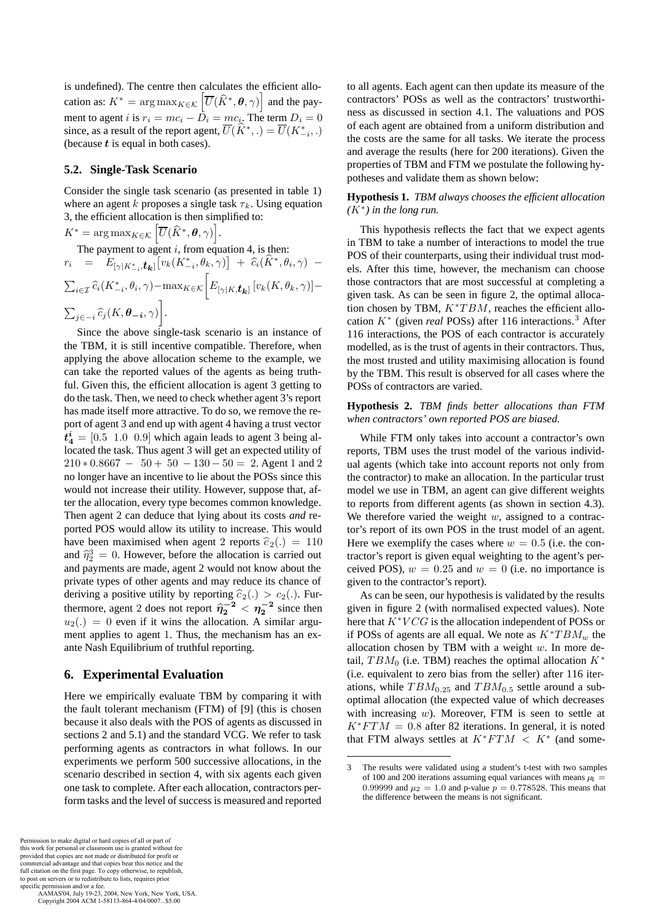is undefined). The centre then calculates the efficient allocation as: $K^* = \arg\max_{K \in \mathcal{K}} \left[\overline{U}(\widehat{K}^*, \boldsymbol{\theta}, \gamma)\right]$ and the payment to agent $i$ is $r_i = mc_i - D_i = mc_i$. The term $D_i = 0$ since, as a result of the report agent, $\overline{U}(\widehat{K}^*, .) = \overline{U}(K^*_{-i}, .)$ (because $\boldsymbol{t}$ is equal in both cases).

### 5.2. Single-Task Scenario

Consider the single task scenario (as presented in table 1) where an agent $k$ proposes a single task $\tau_k$. Using equation 3, the efficient allocation is then simplified to: $K^* = \arg\max_{K \in \mathcal{K}} \left[\overline{U}(\widehat{K}^*, \boldsymbol{\theta}, \gamma)\right]$.

The payment to agent $i$, from equation 4, is then: $r_i = E_{[\gamma|K^*_{-i}, \boldsymbol{t_k}]}\left[v_k(K^*_{-i}, \theta_k, \gamma)\right] + \widehat{c}_i(\widehat{K}^*, \theta_i, \gamma) - \sum_{i \in \mathcal{I}} \widehat{c}_i(K^*_{-i}, \theta_i, \gamma) - \max_{K \in \mathcal{K}}\left[E_{[\gamma|K, \boldsymbol{t_k}]}\left[v_k(K, \theta_k, \gamma)\right] - \sum_{j \in -i} \widehat{c}_j(K, \boldsymbol{\theta_{-i}}, \gamma)\right]$.

Since the above single-task scenario is an instance of the TBM, it is still incentive compatible. Therefore, when applying the above allocation scheme to the example, we can take the reported values of the agents as being truthful. Given this, the efficient allocation is agent 3 getting to do the task. Then, we need to check whether agent 3's report has made itself more attractive. To do so, we remove the report of agent 3 and end up with agent 4 having a trust vector $\boldsymbol{t_4^i} = [0.5 \;\; 1.0 \;\; 0.9]$ which again leads to agent 3 being allocated the task. Thus agent 3 will get an expected utility of $210 * 0.8667 - 50 + 50 - 130 - 50 = 2$. Agent 1 and 2 no longer have an incentive to lie about the POSs since this would not increase their utility. However, suppose that, after the allocation, every type becomes common knowledge. Then agent 2 can deduce that lying about its costs *and* reported POS would allow its utility to increase. This would have been maximised when agent 2 reports $\widehat{c}_2(.) = 110$ and $\widehat{\eta}_2^3 = 0$. However, before the allocation is carried out and payments are made, agent 2 would not know about the private types of other agents and may reduce its chance of deriving a positive utility by reporting $\widehat{c}_2(.) > c_2(.)$. Furthermore, agent 2 does not report $\boldsymbol{\widehat{\eta}_2^{-2}} < \boldsymbol{\eta_2^{-2}}$ since then $u_2(.) = 0$ even if it wins the allocation. A similar argument applies to agent 1. Thus, the mechanism has an ex-ante Nash Equilibrium of truthful reporting.

## 6. Experimental Evaluation

Here we empirically evaluate TBM by comparing it with the fault tolerant mechanism (FTM) of [9] (this is chosen because it also deals with the POS of agents as discussed in sections 2 and 5.1) and the standard VCG. We refer to task performing agents as contractors in what follows. In our experiments we perform 500 successive allocations, in the scenario described in section 4, with six agents each given one task to complete. After each allocation, contractors perform tasks and the level of success is measured and reported to all agents. Each agent can then update its measure of the contractors' POSs as well as the contractors' trustworthiness as discussed in section 4.1. The valuations and POS of each agent are obtained from a uniform distribution and the costs are the same for all tasks. We iterate the process and average the results (here for 200 iterations). Given the properties of TBM and FTM we postulate the following hypotheses and validate them as shown below:

**Hypothesis 1.** *TBM always chooses the efficient allocation ($K^*$) in the long run.*

This hypothesis reflects the fact that we expect agents in TBM to take a number of interactions to model the true POS of their counterparts, using their individual trust models. After this time, however, the mechanism can choose those contractors that are most successful at completing a given task. As can be seen in figure 2, the optimal allocation chosen by TBM, $K^*TBM$, reaches the efficient allocation $K^*$ (given *real* POSs) after 116 interactions.[3] After 116 interactions, the POS of each contractor is accurately modelled, as is the trust of agents in their contractors. Thus, the most trusted and utility maximising allocation is found by the TBM. This result is observed for all cases where the POSs of contractors are varied.

**Hypothesis 2.** *TBM finds better allocations than FTM when contractors' own reported POS are biased.*

While FTM only takes into account a contractor's own reports, TBM uses the trust model of the various individual agents (which take into account reports not only from the contractor) to make an allocation. In the particular trust model we use in TBM, an agent can give different weights to reports from different agents (as shown in section 4.3). We therefore varied the weight $w$, assigned to a contractor's report of its own POS in the trust model of an agent. Here we exemplify the cases where $w = 0.5$ (i.e. the contractor's report is given equal weighting to the agent's perceived POS), $w = 0.25$ and $w = 0$ (i.e. no importance is given to the contractor's report).

As can be seen, our hypothesis is validated by the results given in figure 2 (with normalised expected values). Note here that $K^*VCG$ is the allocation independent of POSs or if POSs of agents are all equal. We note as $K^*TBM_w$ the allocation chosen by TBM with a weight $w$. In more detail, $TBM_0$ (i.e. TBM) reaches the optimal allocation $K^*$ (i.e. equivalent to zero bias from the seller) after 116 iterations, while $TBM_{0.25}$ and $TBM_{0.5}$ settle around a suboptimal allocation (the expected value of which decreases with increasing $w$). Moreover, FTM is seen to settle at $K^*FTM = 0.8$ after 82 iterations. In general, it is noted that FTM always settles at $K^*FTM < K^*$ (and some-

---

3 The results were validated using a student's t-test with two samples of 100 and 200 iterations assuming equal variances with means $\mu_1 = 0.99999$ and $\mu_2 = 1.0$ and p-value $p = 0.778528$. This means that the difference between the means is not significant.

Permission to make digital or hard copies of all or part of this work for personal or classroom use is granted without fee provided that copies are not made or distributed for profit or commercial advantage and that copies bear this notice and the full citation on the first page. To copy otherwise, to republish, to post on servers or to redistribute to lists, requires prior specific permission and/or a fee.
AAMAS'04, July 19-23, 2004, New York, New York, USA.
Copyright 2004 ACM 1-58113-864-4/04/0007...$5.00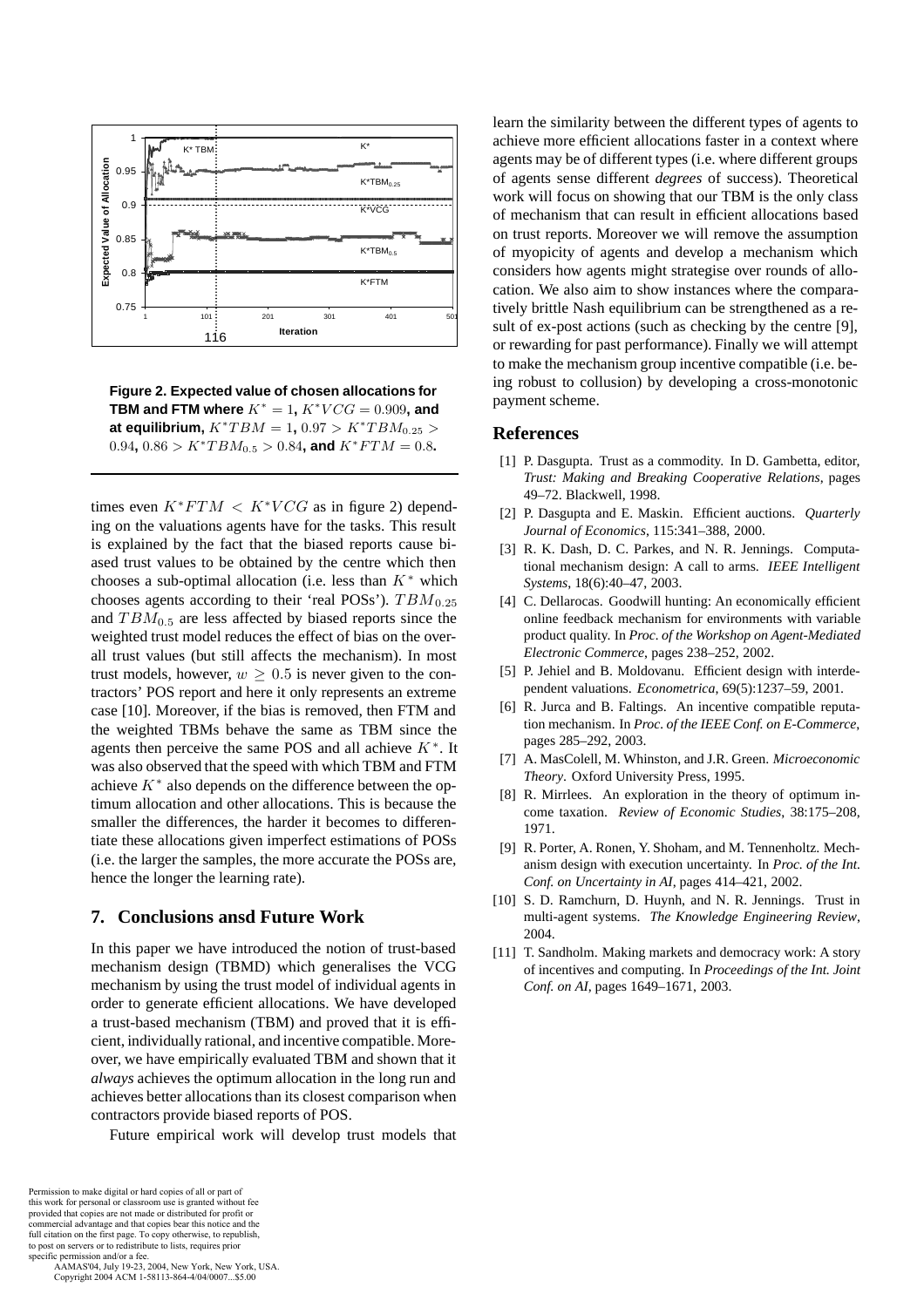1

0.95

0.9

0.85

0.8

0.75

Expected Value of Allocation

1 101 201 301 401 501

116

Iteration

K* TBM

K*

K*TBM$_{0.25}$

K*VCG

K*TBM$_{0.5}$

K*FTM

**Figure 2. Expected value of chosen allocations for TBM and FTM where $K^* = 1$, $K^*VCG = 0.909$, and at equilibrium, $K^*TBM = 1$, $0.97 > K^*TBM_{0.25} > 0.94$, $0.86 > K^*TBM_{0.5} > 0.84$, and $K^*FTM = 0.8$.**

times even $K^*FTM < K^*VCG$ as in figure 2) depending on the valuations agents have for the tasks. This result is explained by the fact that the biased reports cause biased trust values to be obtained by the centre which then chooses a sub-optimal allocation (i.e. less than $K^*$ which chooses agents according to their 'real POSs'). $TBM_{0.25}$ and $TBM_{0.5}$ are less affected by biased reports since the weighted trust model reduces the effect of bias on the overall trust values (but still affects the mechanism). In most trust models, however, $w \geq 0.5$ is never given to the contractors' POS report and here it only represents an extreme case [10]. Moreover, if the bias is removed, then FTM and the weighted TBMs behave the same as TBM since the agents then perceive the same POS and all achieve $K^*$. It was also observed that the speed with which TBM and FTM achieve $K^*$ also depends on the difference between the optimum allocation and other allocations. This is because the smaller the differences, the harder it becomes to differentiate these allocations given imperfect estimations of POSs (i.e. the larger the samples, the more accurate the POSs are, hence the longer the learning rate).

## 7. Conclusions ansd Future Work

In this paper we have introduced the notion of trust-based mechanism design (TBMD) which generalises the VCG mechanism by using the trust model of individual agents in order to generate efficient allocations. We have developed a trust-based mechanism (TBM) and proved that it is efficient, individually rational, and incentive compatible. Moreover, we have empirically evaluated TBM and shown that it *always* achieves the optimum allocation in the long run and achieves better allocations than its closest comparison when contractors provide biased reports of POS.

Future empirical work will develop trust models that learn the similarity between the different types of agents to achieve more efficient allocations faster in a context where agents may be of different types (i.e. where different groups of agents sense different *degrees* of success). Theoretical work will focus on showing that our TBM is the only class of mechanism that can result in efficient allocations based on trust reports. Moreover we will remove the assumption of myopicity of agents and develop a mechanism which considers how agents might strategise over rounds of allocation. We also aim to show instances where the comparatively brittle Nash equilibrium can be strengthened as a result of ex-post actions (such as checking by the centre [9], or rewarding for past performance). Finally we will attempt to make the mechanism group incentive compatible (i.e. being robust to collusion) by developing a cross-monotonic payment scheme.

## References

[1] P. Dasgupta. Trust as a commodity. In D. Gambetta, editor, *Trust: Making and Breaking Cooperative Relations*, pages 49–72. Blackwell, 1998.

[2] P. Dasgupta and E. Maskin. Efficient auctions. *Quarterly Journal of Economics*, 115:341–388, 2000.

[3] R. K. Dash, D. C. Parkes, and N. R. Jennings. Computational mechanism design: A call to arms. *IEEE Intelligent Systems*, 18(6):40–47, 2003.

[4] C. Dellarocas. Goodwill hunting: An economically efficient online feedback mechanism for environments with variable product quality. In *Proc. of the Workshop on Agent-Mediated Electronic Commerce*, pages 238–252, 2002.

[5] P. Jehiel and B. Moldovanu. Efficient design with interdependent valuations. *Econometrica*, 69(5):1237–59, 2001.

[6] R. Jurca and B. Faltings. An incentive compatible reputation mechanism. In *Proc. of the IEEE Conf. on E-Commerce*, pages 285–292, 2003.

[7] A. MasColell, M. Whinston, and J.R. Green. *Microeconomic Theory*. Oxford University Press, 1995.

[8] R. Mirrlees. An exploration in the theory of optimum income taxation. *Review of Economic Studies*, 38:175–208, 1971.

[9] R. Porter, A. Ronen, Y. Shoham, and M. Tennenholtz. Mechanism design with execution uncertainty. In *Proc. of the Int. Conf. on Uncertainty in AI*, pages 414–421, 2002.

[10] S. D. Ramchurn, D. Huynh, and N. R. Jennings. Trust in multi-agent systems. *The Knowledge Engineering Review*, 2004.

[11] T. Sandholm. Making markets and democracy work: A story of incentives and computing. In *Proceedings of the Int. Joint Conf. on AI*, pages 1649–1671, 2003.

Permission to make digital or hard copies of all or part of this work for personal or classroom use is granted without fee provided that copies are not made or distributed for profit or commercial advantage and that copies bear this notice and the full citation on the first page. To copy otherwise, to republish, to post on servers or to redistribute to lists, requires prior specific permission and/or a fee.
AAMAS'04, July 19-23, 2004, New York, New York, USA.
Copyright 2004 ACM 1-58113-864-4/04/0007...$5.00